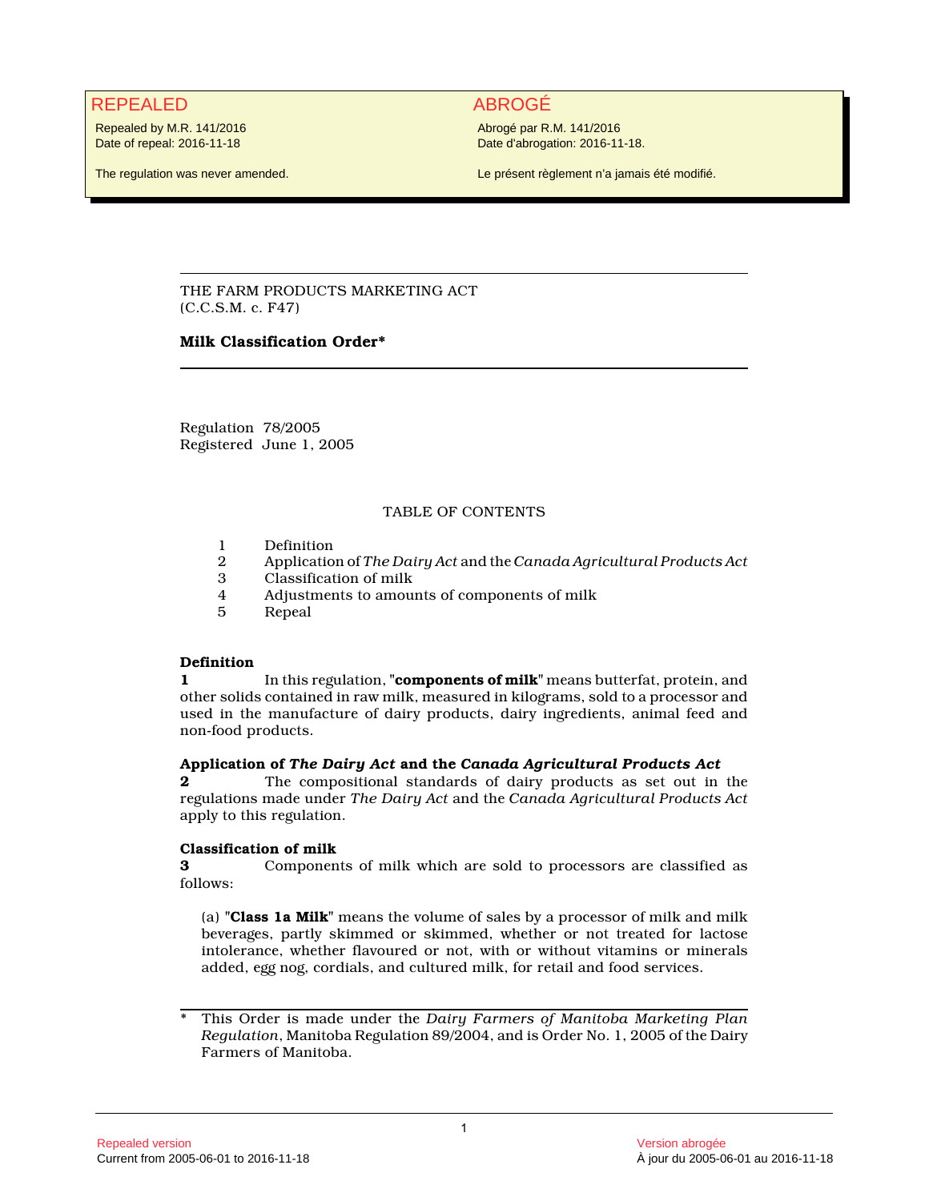REPEALED

Repealed by M.R. 141/2016
Date of repeal: 2016-11-18

The regulation was never amended.

ABROGÉ

Abrogé par R.M. 141/2016
Date d'abrogation: 2016-11-18.

Le présent règlement n'a jamais été modifié.

THE FARM PRODUCTS MARKETING ACT
(C.C.S.M. c. F47)

**Milk Classification Order***

Regulation 78/2005
Registered June 1, 2005

TABLE OF CONTENTS

1 Definition
2 Application of *The Dairy Act* and the *Canada Agricultural Products Act*
3 Classification of milk
4 Adjustments to amounts of components of milk
5 Repeal

**Definition**

**1** In this regulation, "**components of milk**" means butterfat, protein, and other solids contained in raw milk, measured in kilograms, sold to a processor and used in the manufacture of dairy products, dairy ingredients, animal feed and non-food products.

**Application of *The Dairy Act* and the *Canada Agricultural Products Act***

**2** The compositional standards of dairy products as set out in the regulations made under *The Dairy Act* and the *Canada Agricultural Products Act* apply to this regulation.

**Classification of milk**

**3** Components of milk which are sold to processors are classified as follows:

(a) "**Class 1a Milk**" means the volume of sales by a processor of milk and milk beverages, partly skimmed or skimmed, whether or not treated for lactose intolerance, whether flavoured or not, with or without vitamins or minerals added, egg nog, cordials, and cultured milk, for retail and food services.

* This Order is made under the *Dairy Farmers of Manitoba Marketing Plan Regulation*, Manitoba Regulation 89/2004, and is Order No. 1, 2005 of the Dairy Farmers of Manitoba.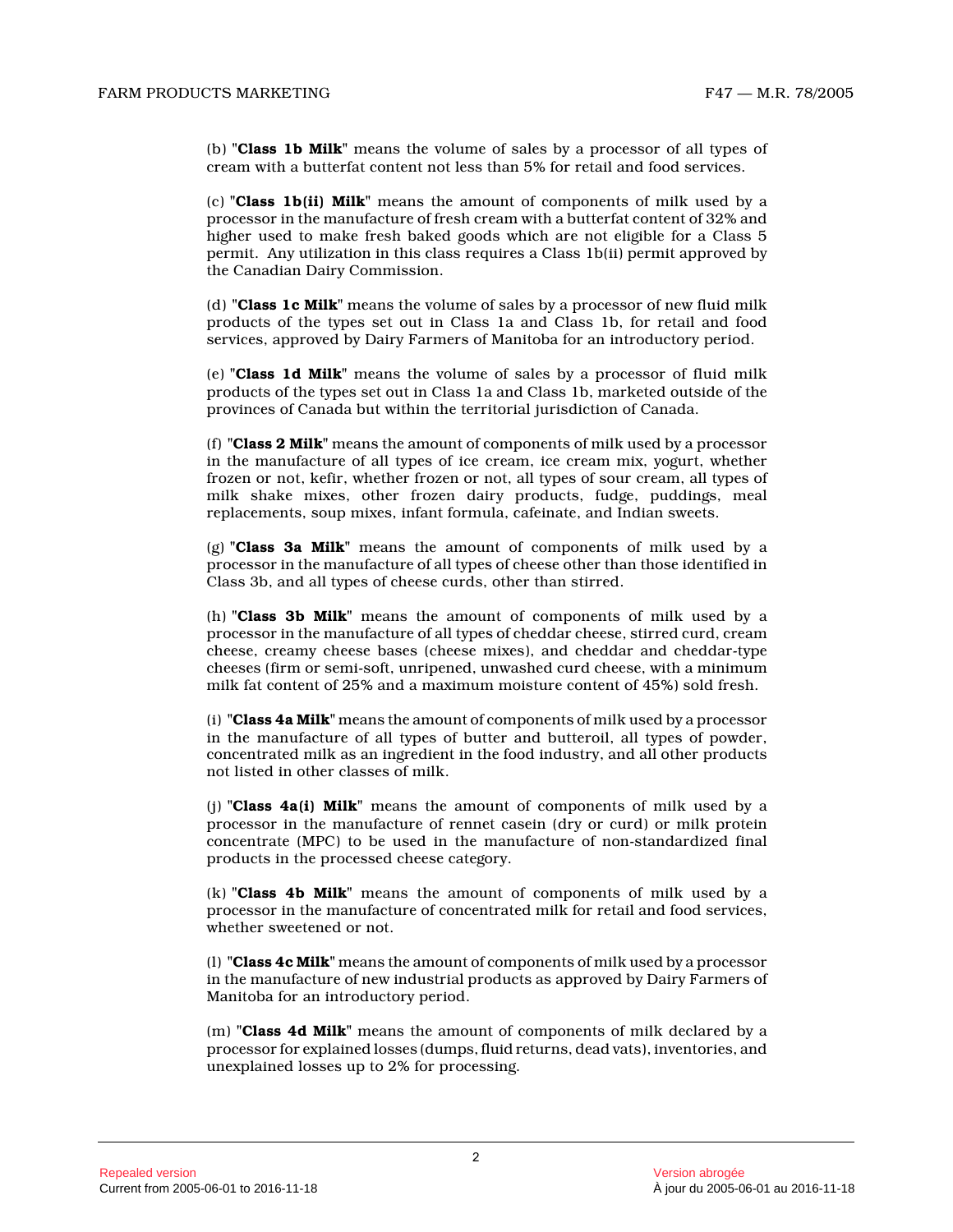(b) "**Class 1b Milk**" means the volume of sales by a processor of all types of cream with a butterfat content not less than 5% for retail and food services.

(c) "**Class 1b(ii) Milk**" means the amount of components of milk used by a processor in the manufacture of fresh cream with a butterfat content of 32% and higher used to make fresh baked goods which are not eligible for a Class 5 permit. Any utilization in this class requires a Class 1b(ii) permit approved by the Canadian Dairy Commission.

(d) "**Class 1c Milk**" means the volume of sales by a processor of new fluid milk products of the types set out in Class 1a and Class 1b, for retail and food services, approved by Dairy Farmers of Manitoba for an introductory period.

(e) "**Class 1d Milk**" means the volume of sales by a processor of fluid milk products of the types set out in Class 1a and Class 1b, marketed outside of the provinces of Canada but within the territorial jurisdiction of Canada.

(f) "**Class 2 Milk**" means the amount of components of milk used by a processor in the manufacture of all types of ice cream, ice cream mix, yogurt, whether frozen or not, kefir, whether frozen or not, all types of sour cream, all types of milk shake mixes, other frozen dairy products, fudge, puddings, meal replacements, soup mixes, infant formula, cafeinate, and Indian sweets.

(g) "**Class 3a Milk**" means the amount of components of milk used by a processor in the manufacture of all types of cheese other than those identified in Class 3b, and all types of cheese curds, other than stirred.

(h) "**Class 3b Milk**" means the amount of components of milk used by a processor in the manufacture of all types of cheddar cheese, stirred curd, cream cheese, creamy cheese bases (cheese mixes), and cheddar and cheddar-type cheeses (firm or semi-soft, unripened, unwashed curd cheese, with a minimum milk fat content of 25% and a maximum moisture content of 45%) sold fresh.

(i) "**Class 4a Milk**" means the amount of components of milk used by a processor in the manufacture of all types of butter and butteroil, all types of powder, concentrated milk as an ingredient in the food industry, and all other products not listed in other classes of milk.

(j) "**Class 4a(i) Milk**" means the amount of components of milk used by a processor in the manufacture of rennet casein (dry or curd) or milk protein concentrate (MPC) to be used in the manufacture of non-standardized final products in the processed cheese category.

(k) "**Class 4b Milk**" means the amount of components of milk used by a processor in the manufacture of concentrated milk for retail and food services, whether sweetened or not.

(l) "**Class 4c Milk**" means the amount of components of milk used by a processor in the manufacture of new industrial products as approved by Dairy Farmers of Manitoba for an introductory period.

(m) "**Class 4d Milk**" means the amount of components of milk declared by a processor for explained losses (dumps, fluid returns, dead vats), inventories, and unexplained losses up to 2% for processing.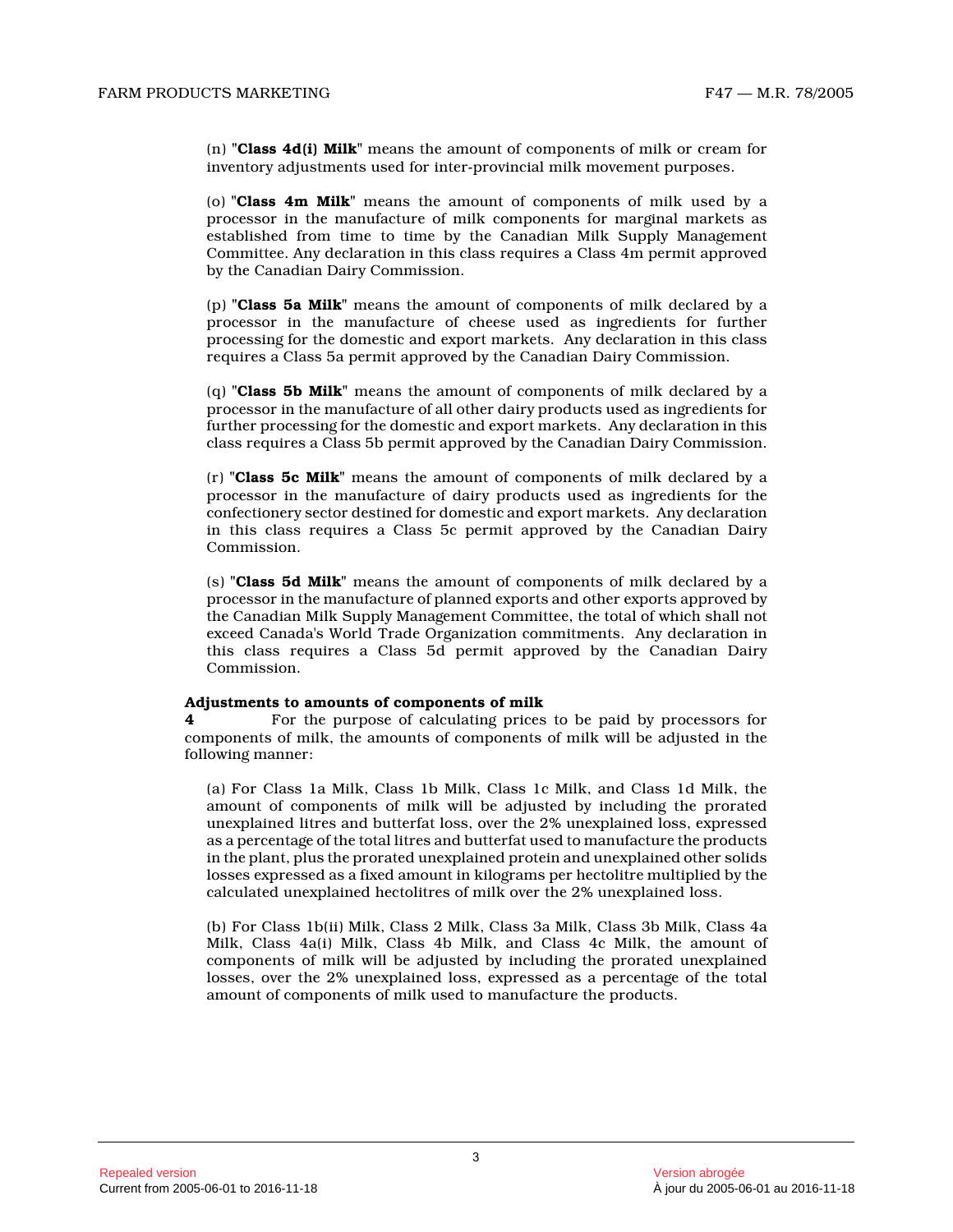(n) "**Class 4d(i) Milk**" means the amount of components of milk or cream for inventory adjustments used for inter-provincial milk movement purposes.

(o) "**Class 4m Milk**" means the amount of components of milk used by a processor in the manufacture of milk components for marginal markets as established from time to time by the Canadian Milk Supply Management Committee. Any declaration in this class requires a Class 4m permit approved by the Canadian Dairy Commission.

(p) "**Class 5a Milk**" means the amount of components of milk declared by a processor in the manufacture of cheese used as ingredients for further processing for the domestic and export markets. Any declaration in this class requires a Class 5a permit approved by the Canadian Dairy Commission.

(q) "**Class 5b Milk**" means the amount of components of milk declared by a processor in the manufacture of all other dairy products used as ingredients for further processing for the domestic and export markets. Any declaration in this class requires a Class 5b permit approved by the Canadian Dairy Commission.

(r) "**Class 5c Milk**" means the amount of components of milk declared by a processor in the manufacture of dairy products used as ingredients for the confectionery sector destined for domestic and export markets. Any declaration in this class requires a Class 5c permit approved by the Canadian Dairy Commission.

(s) "**Class 5d Milk**" means the amount of components of milk declared by a processor in the manufacture of planned exports and other exports approved by the Canadian Milk Supply Management Committee, the total of which shall not exceed Canada's World Trade Organization commitments. Any declaration in this class requires a Class 5d permit approved by the Canadian Dairy Commission.

**Adjustments to amounts of components of milk**

**4** For the purpose of calculating prices to be paid by processors for components of milk, the amounts of components of milk will be adjusted in the following manner:

(a) For Class 1a Milk, Class 1b Milk, Class 1c Milk, and Class 1d Milk, the amount of components of milk will be adjusted by including the prorated unexplained litres and butterfat loss, over the 2% unexplained loss, expressed as a percentage of the total litres and butterfat used to manufacture the products in the plant, plus the prorated unexplained protein and unexplained other solids losses expressed as a fixed amount in kilograms per hectolitre multiplied by the calculated unexplained hectolitres of milk over the 2% unexplained loss.

(b) For Class 1b(ii) Milk, Class 2 Milk, Class 3a Milk, Class 3b Milk, Class 4a Milk, Class 4a(i) Milk, Class 4b Milk, and Class 4c Milk, the amount of components of milk will be adjusted by including the prorated unexplained losses, over the 2% unexplained loss, expressed as a percentage of the total amount of components of milk used to manufacture the products.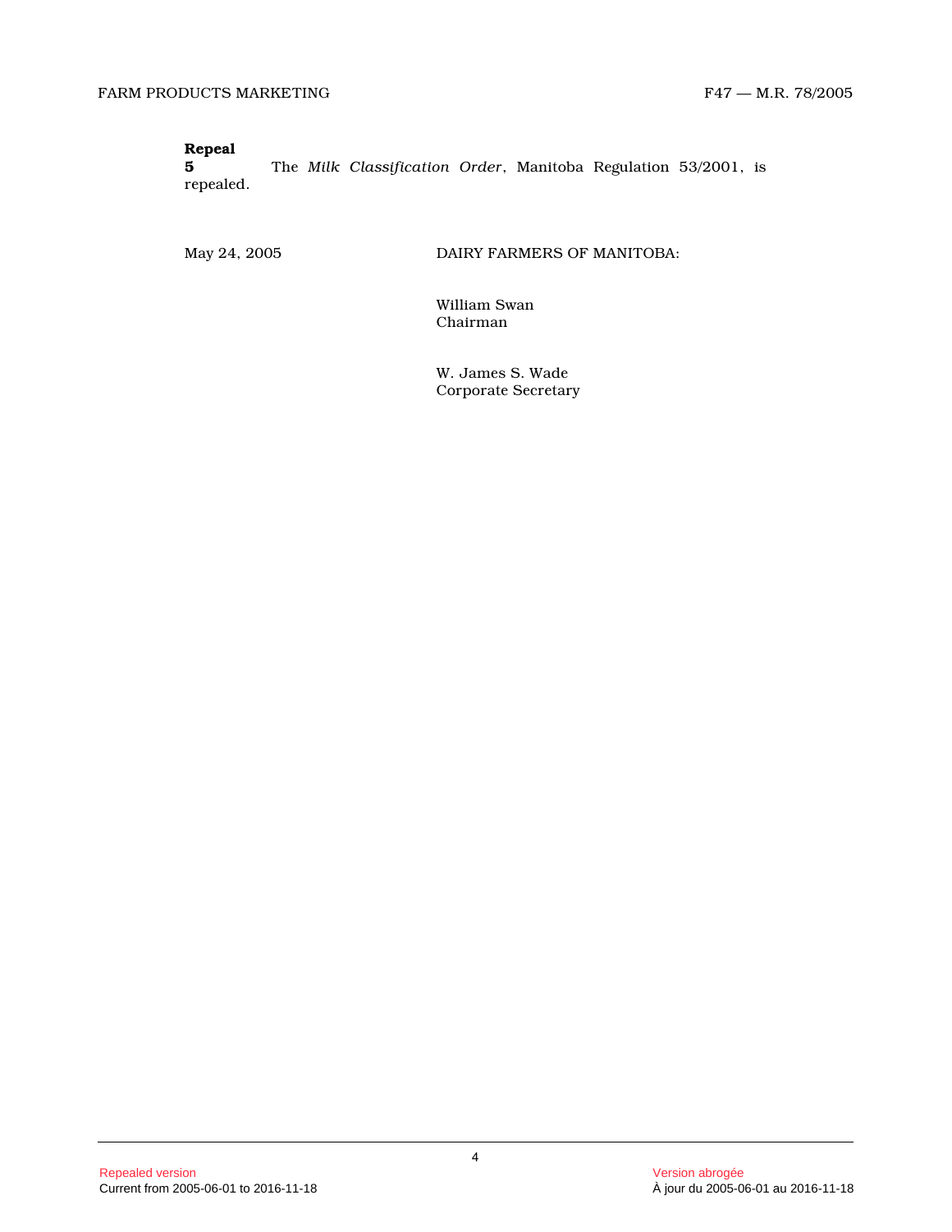**Repeal**

**5** The *Milk Classification Order*, Manitoba Regulation 53/2001, is repealed.

May 24, 2005

DAIRY FARMERS OF MANITOBA:

William Swan
Chairman

W. James S. Wade
Corporate Secretary